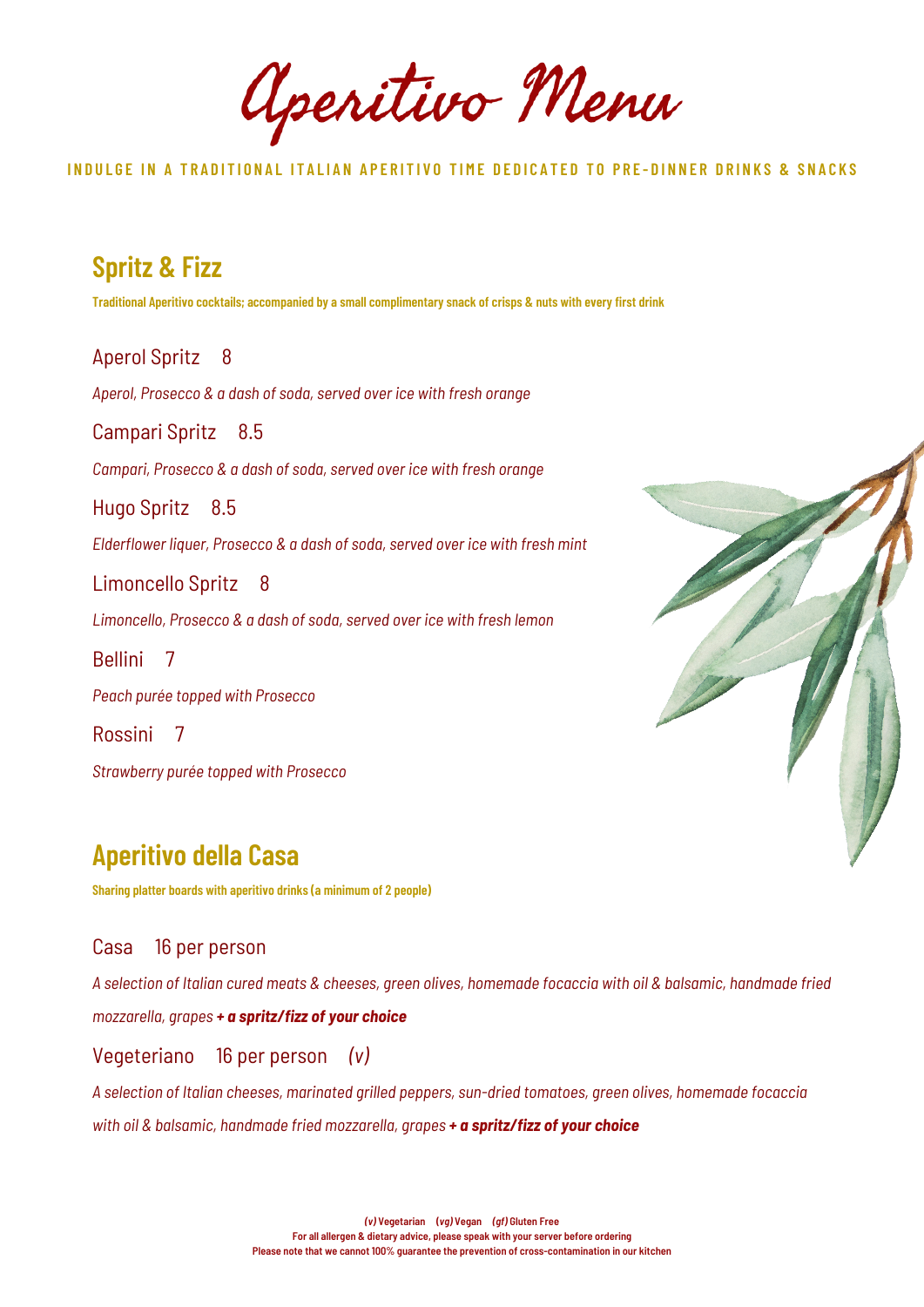# Aperitivo Menu

**INDULGE IN A TRADITIONAL ITALIAN APERITIVO TIME DEDICATED TO PRE-DINNER DRINKS & SNACKS**

## Spritz & Fizz

**Traditional Aperitivo cocktails; accompanied by a small complimentary snack of crisps & nuts with every first drink**

Aperol Spritz 8

*Aperol, Prosecco & a dash of soda, served over ice with fresh orange*

Campari Spritz 8.5

*Campari, Prosecco & a dash of soda, served over ice with fresh orange*

Hugo Spritz 8.5

*Elderflower liquer, Prosecco & a dash of soda, served over ice with fresh mint*

Limoncello Spritz 8

*Limoncello, Prosecco & a dash of soda, served over ice with fresh lemon*

Bellini 7

*Peach purée topped with Prosecco*

Rossini 7

*Strawberry purée topped with Prosecco*

## Aperitivo della Casa

**Sharing platter boards with aperitivo drinks (a minimum of 2 people)**

Casa 16 per person

*A selection of Italian cured meats & cheeses, green olives, homemade focaccia with oil & balsamic, handmade fried mozzarella, grapes* ***+ a spritz/fizz of your choice***

Vegeteriano 16 per person *(v)*

*A selection of Italian cheeses, marinated grilled peppers, sun-dried tomatoes, green olives, homemade focaccia with oil & balsamic, handmade fried mozzarella, grapes* ***+ a spritz/fizz of your choice***

***(v)*** **Vegetarian** ***(vg)*** **Vegan** ***(gf)*** **Gluten Free**

**For all allergen & dietary advice, please speak with your server before ordering**

**Please note that we cannot 100% guarantee the prevention of cross-contamination in our kitchen**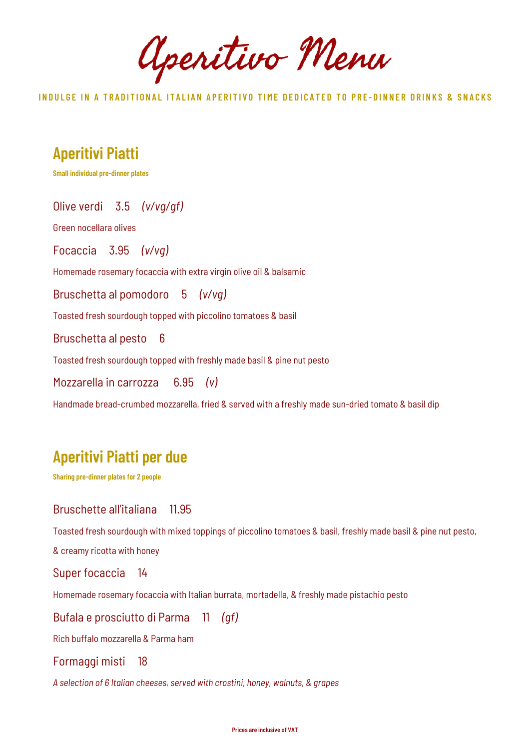# Aperitivo Menu

**INDULGE IN A TRADITIONAL ITALIAN APERITIVO TIME DEDICATED TO PRE-DINNER DRINKS & SNACKS**

## Aperitivi Piatti

**Small individual pre-dinner plates**

### Olive verdi 3.5 *(v/vg/gf)*

Green nocellara olives

### Focaccia 3.95 *(v/vg)*

Homemade rosemary focaccia with extra virgin olive oil & balsamic

### Bruschetta al pomodoro 5 *(v/vg)*

Toasted fresh sourdough topped with piccolino tomatoes & basil

### Bruschetta al pesto 6

Toasted fresh sourdough topped with freshly made basil & pine nut pesto

### Mozzarella in carrozza 6.95 *(v)*

Handmade bread-crumbed mozzarella, fried & served with a freshly made sun-dried tomato & basil dip

## Aperitivi Piatti per due

**Sharing pre-dinner plates for 2 people**

### Bruschette all'italiana 11.95

Toasted fresh sourdough with mixed toppings of piccolino tomatoes & basil, freshly made basil & pine nut pesto, & creamy ricotta with honey

### Super focaccia 14

Homemade rosemary focaccia with Italian burrata, mortadella, & freshly made pistachio pesto

### Bufala e prosciutto di Parma 11 *(gf)*

Rich buffalo mozzarella & Parma ham

### Formaggi misti 18

*A selection of 6 Italian cheeses, served with crostini, honey, walnuts, & grapes*

**Prices are inclusive of VAT**